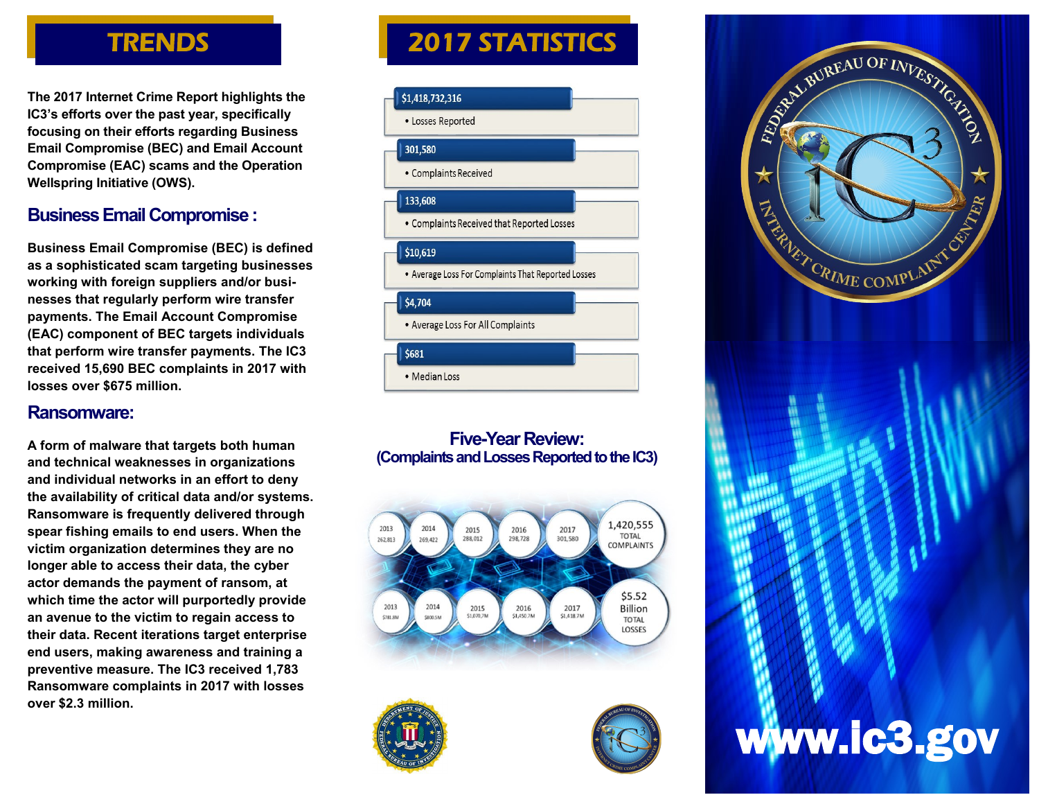# TRENDS

The 2017 Internet Crime Report highlights the IC3's efforts over the past year, specifically focusing on their efforts regarding Business Email Compromise (BEC) and Email Account Compromise (EAC) scams and the Operation Wellspring Initiative (OWS).

## Business Email Compromise :

Business Email Compromise (BEC) is defined as a sophisticated scam targeting businesses working with foreign suppliers and/or businesses that regularly perform wire transfer payments. The Email Account Compromise (EAC) component of BEC targets individuals that perform wire transfer payments. The IC3 received 15,690 BEC complaints in 2017 with losses over $675 million.

## Ransomware:

A form of malware that targets both human and technical weaknesses in organizations and individual networks in an effort to deny the availability of critical data and/or systems. Ransomware is frequently delivered through spear fishing emails to end users. When the victim organization determines they are no longer able to access their data, the cyber actor demands the payment of ransom, at which time the actor will purportedly provide an avenue to the victim to regain access to their data. Recent iterations target enterprise end users, making awareness and training a preventive measure. The IC3 received 1,783 Ransomware complaints in 2017 with losses over $2.3 million.

# 2017 STATISTICS

**$1,418,732,316**
- Losses Reported

**301,580**
- Complaints Received

**133,608**
- Complaints Received that Reported Losses

**$10,619**
- Average Loss For Complaints That Reported Losses

**$4,704**
- Average Loss For All Complaints

**$681**
- Median Loss

## Five-Year Review: (Complaints and Losses Reported to the IC3)

| | 2013 | 2014 | 2015 | 2016 | 2017 | Total |
|---|---|---|---|---|---|---|
| Complaints | 262,813 | 269,422 | 288,012 | 298,728 | 301,580 | 1,420,555 TOTAL COMPLAINTS |
| Losses | $781.8M | $800.5M | $1,070.7M | $1,450.7M | $1,418.7M | $5.52 Billion TOTAL LOSSES |

www.ic3.gov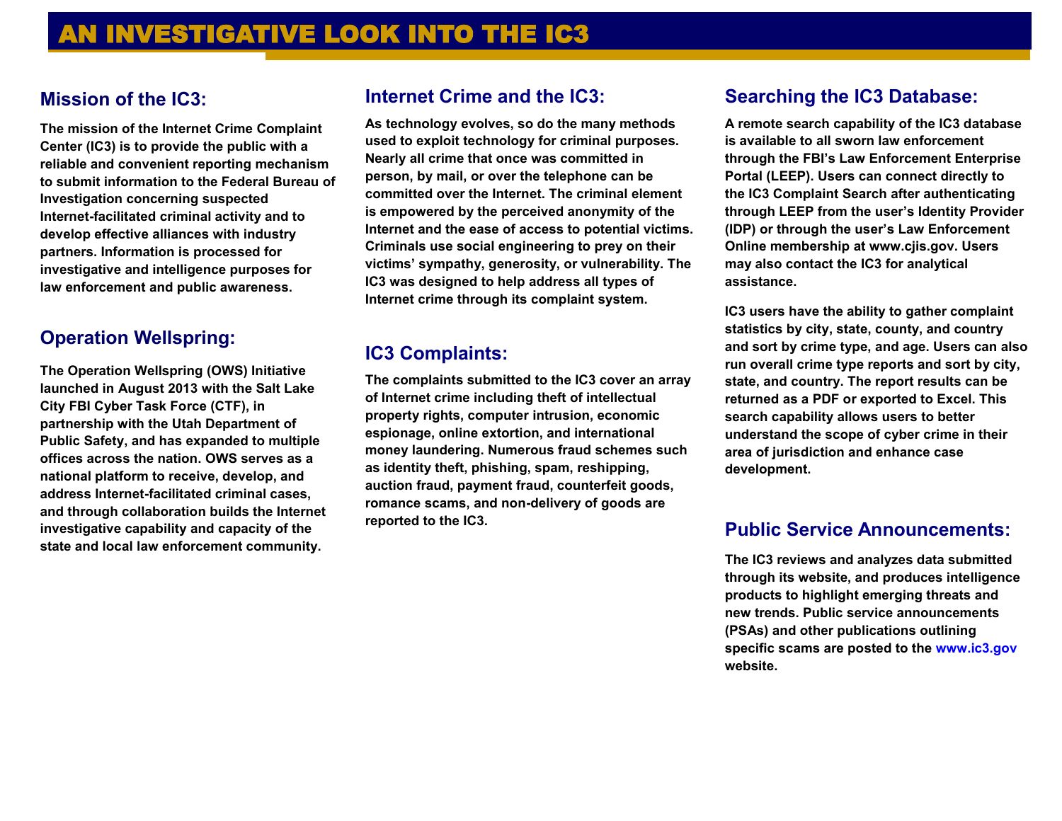# AN INVESTIGATIVE LOOK INTO THE IC3

## Mission of the IC3:

**The mission of the Internet Crime Complaint Center (IC3) is to provide the public with a reliable and convenient reporting mechanism to submit information to the Federal Bureau of Investigation concerning suspected Internet-facilitated criminal activity and to develop effective alliances with industry partners. Information is processed for investigative and intelligence purposes for law enforcement and public awareness.**

## Operation Wellspring:

**The Operation Wellspring (OWS) Initiative launched in August 2013 with the Salt Lake City FBI Cyber Task Force (CTF), in partnership with the Utah Department of Public Safety, and has expanded to multiple offices across the nation. OWS serves as a national platform to receive, develop, and address Internet-facilitated criminal cases, and through collaboration builds the Internet investigative capability and capacity of the state and local law enforcement community.**

## Internet Crime and the IC3:

**As technology evolves, so do the many methods used to exploit technology for criminal purposes. Nearly all crime that once was committed in person, by mail, or over the telephone can be committed over the Internet. The criminal element is empowered by the perceived anonymity of the Internet and the ease of access to potential victims. Criminals use social engineering to prey on their victims' sympathy, generosity, or vulnerability. The IC3 was designed to help address all types of Internet crime through its complaint system.**

## IC3 Complaints:

**The complaints submitted to the IC3 cover an array of Internet crime including theft of intellectual property rights, computer intrusion, economic espionage, online extortion, and international money laundering. Numerous fraud schemes such as identity theft, phishing, spam, reshipping, auction fraud, payment fraud, counterfeit goods, romance scams, and non-delivery of goods are reported to the IC3.**

## Searching the IC3 Database:

**A remote search capability of the IC3 database is available to all sworn law enforcement through the FBI's Law Enforcement Enterprise Portal (LEEP). Users can connect directly to the IC3 Complaint Search after authenticating through LEEP from the user's Identity Provider (IDP) or through the user's Law Enforcement Online membership at www.cjis.gov. Users may also contact the IC3 for analytical assistance.**

**IC3 users have the ability to gather complaint statistics by city, state, county, and country and sort by crime type, and age. Users can also run overall crime type reports and sort by city, state, and country. The report results can be returned as a PDF or exported to Excel. This search capability allows users to better understand the scope of cyber crime in their area of jurisdiction and enhance case development.**

## Public Service Announcements:

**The IC3 reviews and analyzes data submitted through its website, and produces intelligence products to highlight emerging threats and new trends. Public service announcements (PSAs) and other publications outlining specific scams are posted to the www.ic3.gov website.**